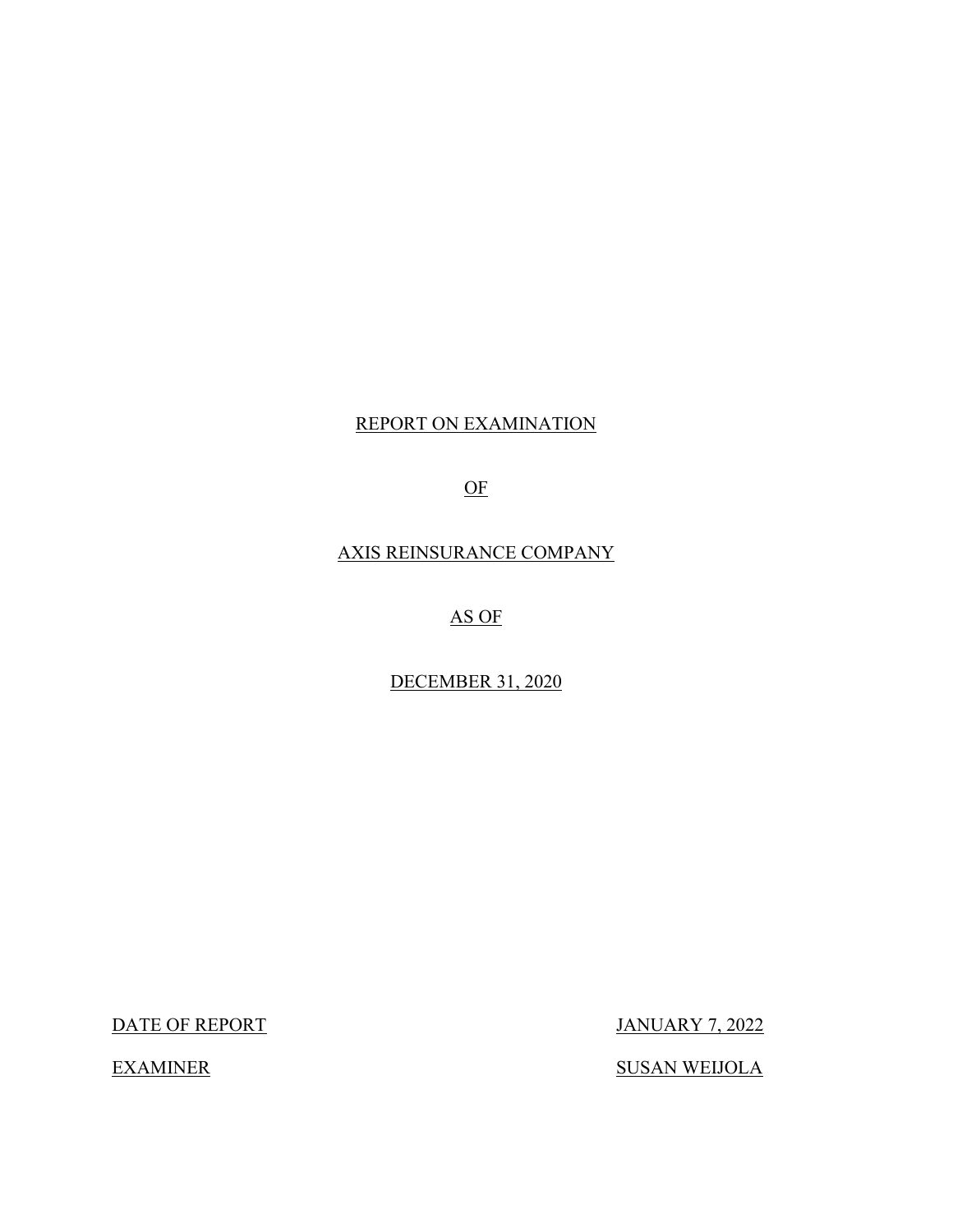REPORT ON EXAMINATION

OF

AXIS REINSURANCE COMPANY

AS OF

DECEMBER 31, 2020

| DATE OF REPORT | JANUARY 7, 2022 |
| --- | --- |
| EXAMINER | SUSAN WEIJOLA |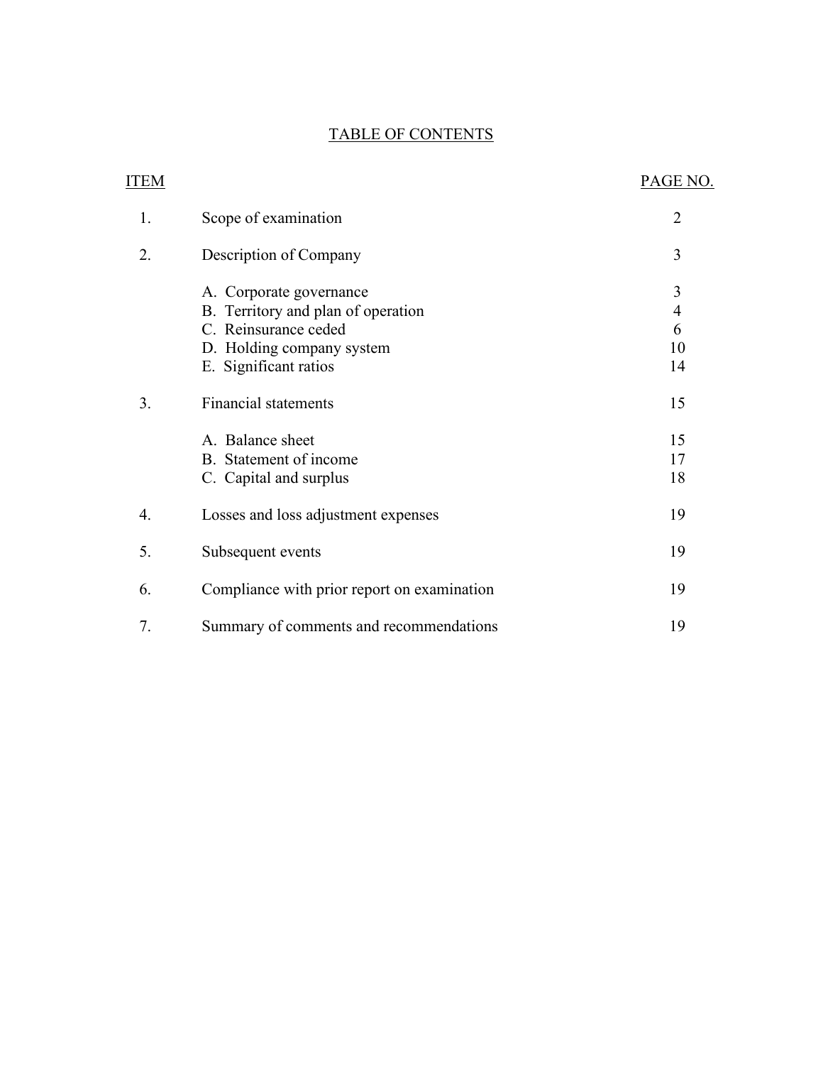# TABLE OF CONTENTS

| ITEM | | PAGE NO. |
|---|---|---|
| 1. | Scope of examination | 2 |
| 2. | Description of Company | 3 |
| | A. Corporate governance | 3 |
| | B. Territory and plan of operation | 4 |
| | C. Reinsurance ceded | 6 |
| | D. Holding company system | 10 |
| | E. Significant ratios | 14 |
| 3. | Financial statements | 15 |
| | A. Balance sheet | 15 |
| | B. Statement of income | 17 |
| | C. Capital and surplus | 18 |
| 4. | Losses and loss adjustment expenses | 19 |
| 5. | Subsequent events | 19 |
| 6. | Compliance with prior report on examination | 19 |
| 7. | Summary of comments and recommendations | 19 |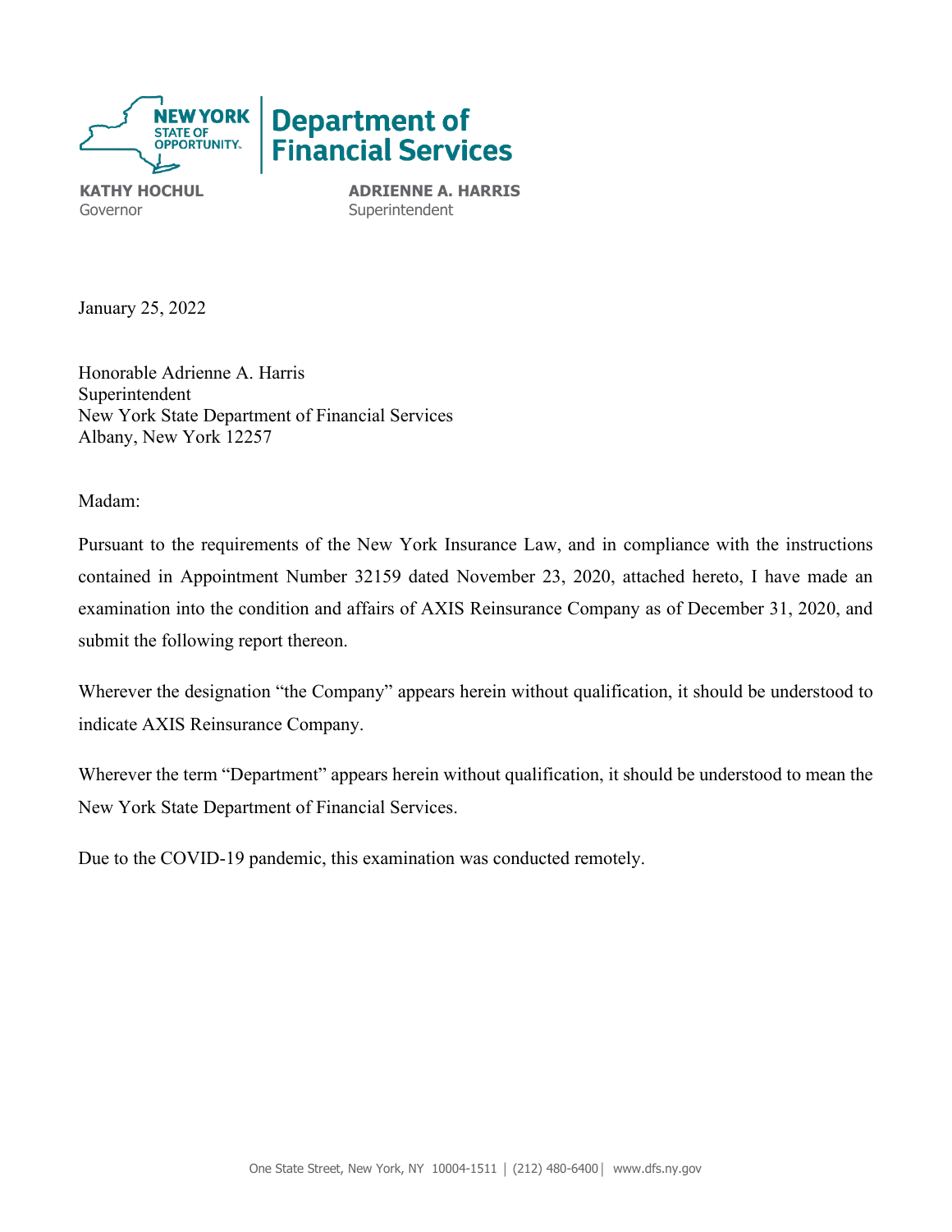**Department of Financial Services**

**KATHY HOCHUL**
Governor

**ADRIENNE A. HARRIS**
Superintendent

January 25, 2022

Honorable Adrienne A. Harris
Superintendent
New York State Department of Financial Services
Albany, New York 12257

Madam:

Pursuant to the requirements of the New York Insurance Law, and in compliance with the instructions contained in Appointment Number 32159 dated November 23, 2020, attached hereto, I have made an examination into the condition and affairs of AXIS Reinsurance Company as of December 31, 2020, and submit the following report thereon.

Wherever the designation "the Company" appears herein without qualification, it should be understood to indicate AXIS Reinsurance Company.

Wherever the term "Department" appears herein without qualification, it should be understood to mean the New York State Department of Financial Services.

Due to the COVID-19 pandemic, this examination was conducted remotely.

One State Street, New York, NY 10004-1511 | (212) 480-6400 | www.dfs.ny.gov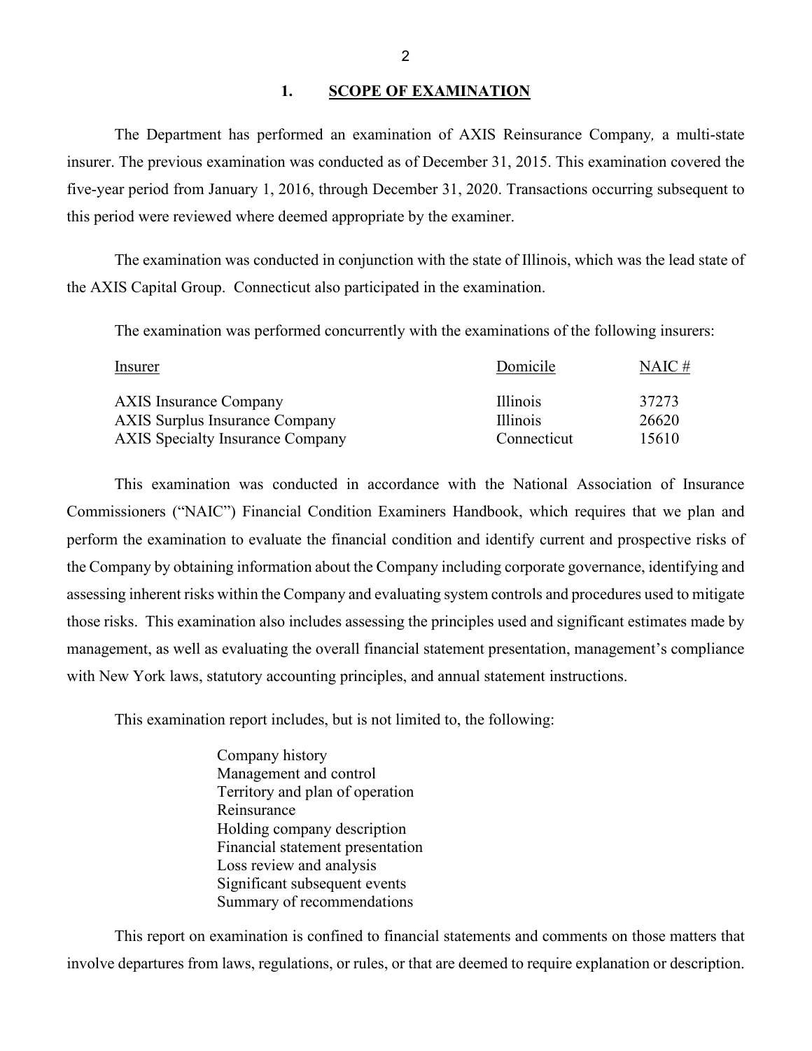## 1. SCOPE OF EXAMINATION

The Department has performed an examination of AXIS Reinsurance Company, a multi-state insurer. The previous examination was conducted as of December 31, 2015. This examination covered the five-year period from January 1, 2016, through December 31, 2020. Transactions occurring subsequent to this period were reviewed where deemed appropriate by the examiner.

The examination was conducted in conjunction with the state of Illinois, which was the lead state of the AXIS Capital Group. Connecticut also participated in the examination.

The examination was performed concurrently with the examinations of the following insurers:

| Insurer | Domicile | NAIC # |
|---|---|---|
| AXIS Insurance Company | Illinois | 37273 |
| AXIS Surplus Insurance Company | Illinois | 26620 |
| AXIS Specialty Insurance Company | Connecticut | 15610 |

This examination was conducted in accordance with the National Association of Insurance Commissioners ("NAIC") Financial Condition Examiners Handbook, which requires that we plan and perform the examination to evaluate the financial condition and identify current and prospective risks of the Company by obtaining information about the Company including corporate governance, identifying and assessing inherent risks within the Company and evaluating system controls and procedures used to mitigate those risks. This examination also includes assessing the principles used and significant estimates made by management, as well as evaluating the overall financial statement presentation, management's compliance with New York laws, statutory accounting principles, and annual statement instructions.

This examination report includes, but is not limited to, the following:

- Company history
- Management and control
- Territory and plan of operation
- Reinsurance
- Holding company description
- Financial statement presentation
- Loss review and analysis
- Significant subsequent events
- Summary of recommendations

This report on examination is confined to financial statements and comments on those matters that involve departures from laws, regulations, or rules, or that are deemed to require explanation or description.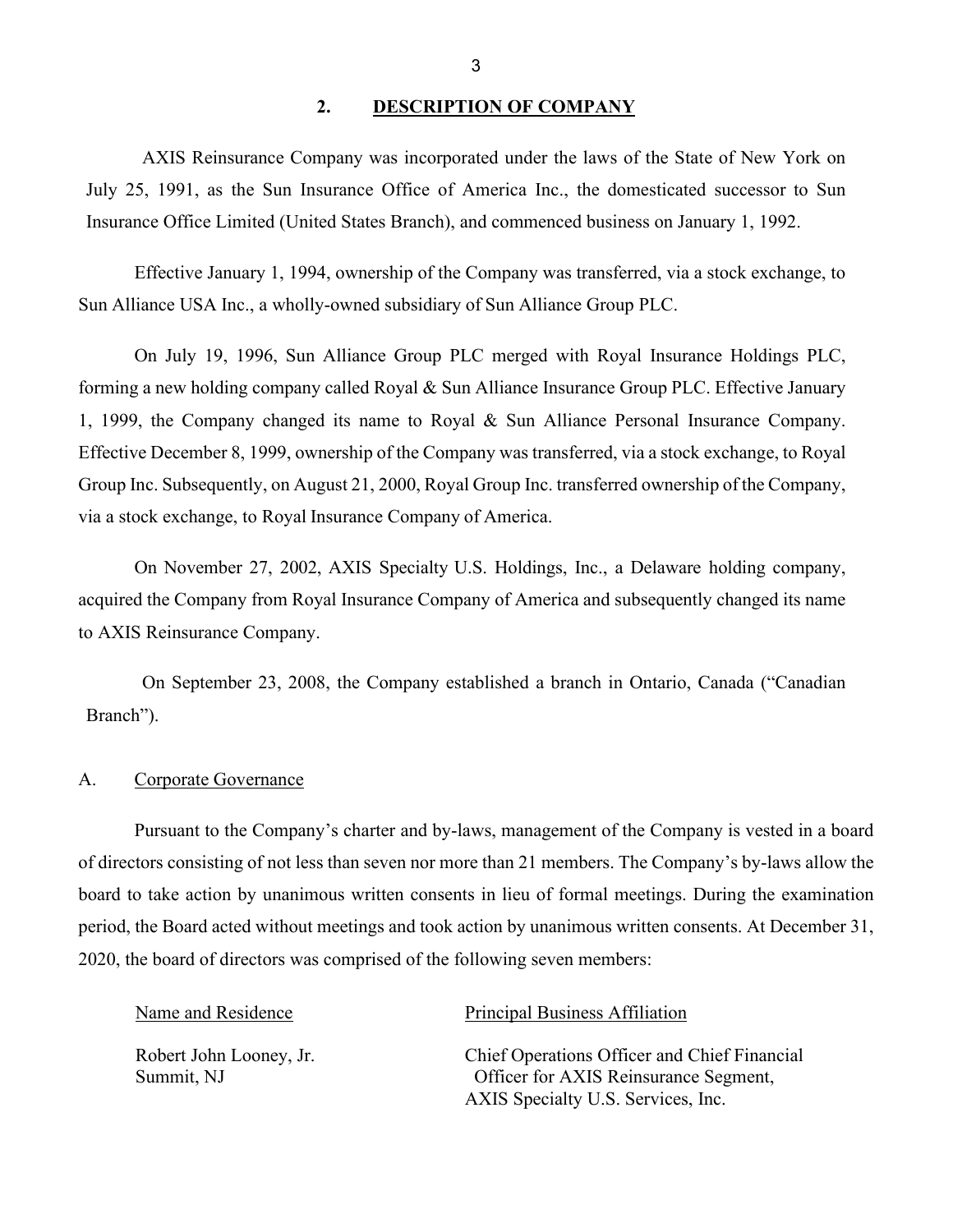## 2. DESCRIPTION OF COMPANY

AXIS Reinsurance Company was incorporated under the laws of the State of New York on July 25, 1991, as the Sun Insurance Office of America Inc., the domesticated successor to Sun Insurance Office Limited (United States Branch), and commenced business on January 1, 1992.

Effective January 1, 1994, ownership of the Company was transferred, via a stock exchange, to Sun Alliance USA Inc., a wholly-owned subsidiary of Sun Alliance Group PLC.

On July 19, 1996, Sun Alliance Group PLC merged with Royal Insurance Holdings PLC, forming a new holding company called Royal & Sun Alliance Insurance Group PLC. Effective January 1, 1999, the Company changed its name to Royal & Sun Alliance Personal Insurance Company. Effective December 8, 1999, ownership of the Company was transferred, via a stock exchange, to Royal Group Inc. Subsequently, on August 21, 2000, Royal Group Inc. transferred ownership of the Company, via a stock exchange, to Royal Insurance Company of America.

On November 27, 2002, AXIS Specialty U.S. Holdings, Inc., a Delaware holding company, acquired the Company from Royal Insurance Company of America and subsequently changed its name to AXIS Reinsurance Company.

On September 23, 2008, the Company established a branch in Ontario, Canada ("Canadian Branch").

### A. Corporate Governance

Pursuant to the Company's charter and by-laws, management of the Company is vested in a board of directors consisting of not less than seven nor more than 21 members. The Company's by-laws allow the board to take action by unanimous written consents in lieu of formal meetings. During the examination period, the Board acted without meetings and took action by unanimous written consents. At December 31, 2020, the board of directors was comprised of the following seven members:

| Name and Residence | Principal Business Affiliation |
|---|---|
| Robert John Looney, Jr.<br>Summit, NJ | Chief Operations Officer and Chief Financial Officer for AXIS Reinsurance Segment, AXIS Specialty U.S. Services, Inc. |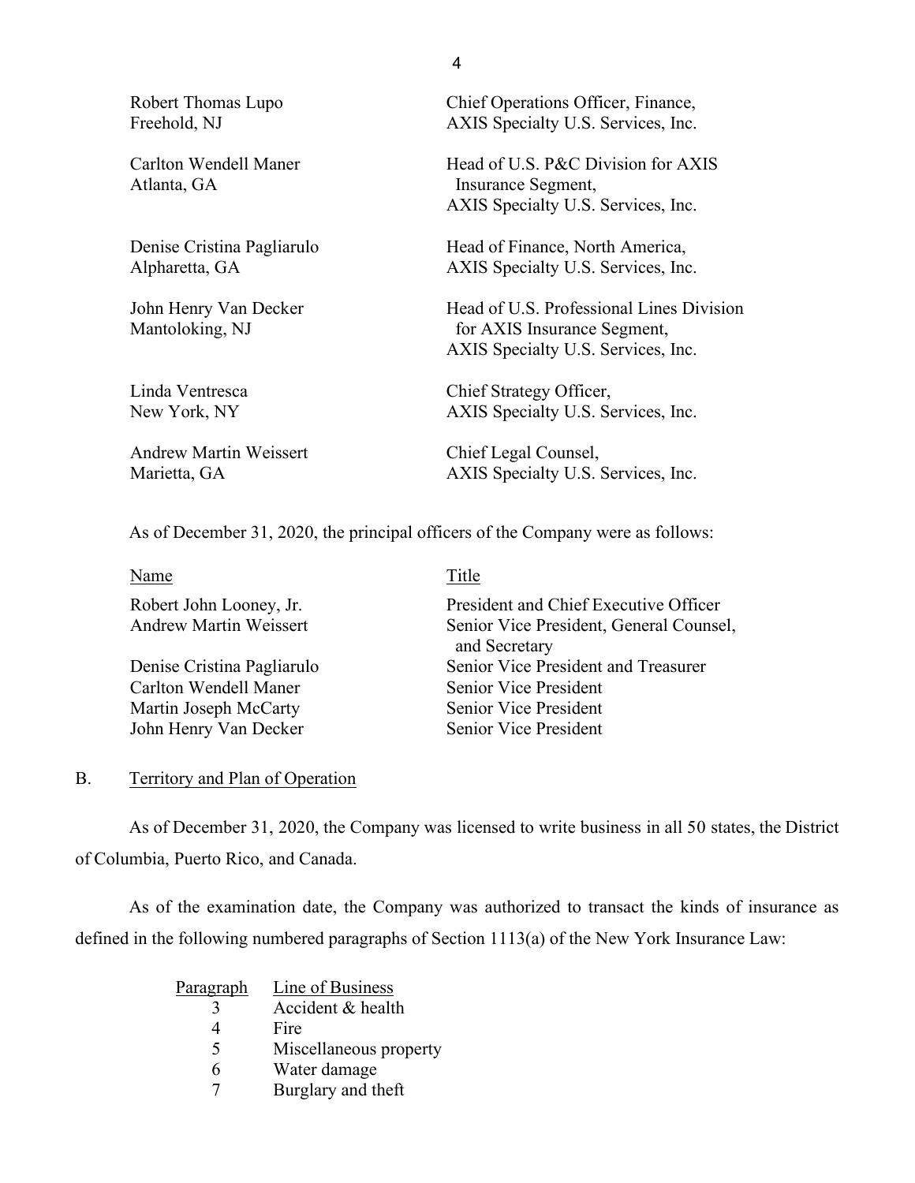| | |
|---|---|
| Robert Thomas Lupo<br>Freehold, NJ | Chief Operations Officer, Finance,<br>AXIS Specialty U.S. Services, Inc. |
| Carlton Wendell Maner<br>Atlanta, GA | Head of U.S. P&C Division for AXIS Insurance Segment,<br>AXIS Specialty U.S. Services, Inc. |
| Denise Cristina Pagliarulo<br>Alpharetta, GA | Head of Finance, North America,<br>AXIS Specialty U.S. Services, Inc. |
| John Henry Van Decker<br>Mantoloking, NJ | Head of U.S. Professional Lines Division for AXIS Insurance Segment,<br>AXIS Specialty U.S. Services, Inc. |
| Linda Ventresca<br>New York, NY | Chief Strategy Officer,<br>AXIS Specialty U.S. Services, Inc. |
| Andrew Martin Weissert<br>Marietta, GA | Chief Legal Counsel,<br>AXIS Specialty U.S. Services, Inc. |

As of December 31, 2020, the principal officers of the Company were as follows:

| Name | Title |
|---|---|
| Robert John Looney, Jr. | President and Chief Executive Officer |
| Andrew Martin Weissert | Senior Vice President, General Counsel, and Secretary |
| Denise Cristina Pagliarulo | Senior Vice President and Treasurer |
| Carlton Wendell Maner | Senior Vice President |
| Martin Joseph McCarty | Senior Vice President |
| John Henry Van Decker | Senior Vice President |

## B. Territory and Plan of Operation

As of December 31, 2020, the Company was licensed to write business in all 50 states, the District of Columbia, Puerto Rico, and Canada.

As of the examination date, the Company was authorized to transact the kinds of insurance as defined in the following numbered paragraphs of Section 1113(a) of the New York Insurance Law:

| Paragraph | Line of Business |
|---|---|
| 3 | Accident & health |
| 4 | Fire |
| 5 | Miscellaneous property |
| 6 | Water damage |
| 7 | Burglary and theft |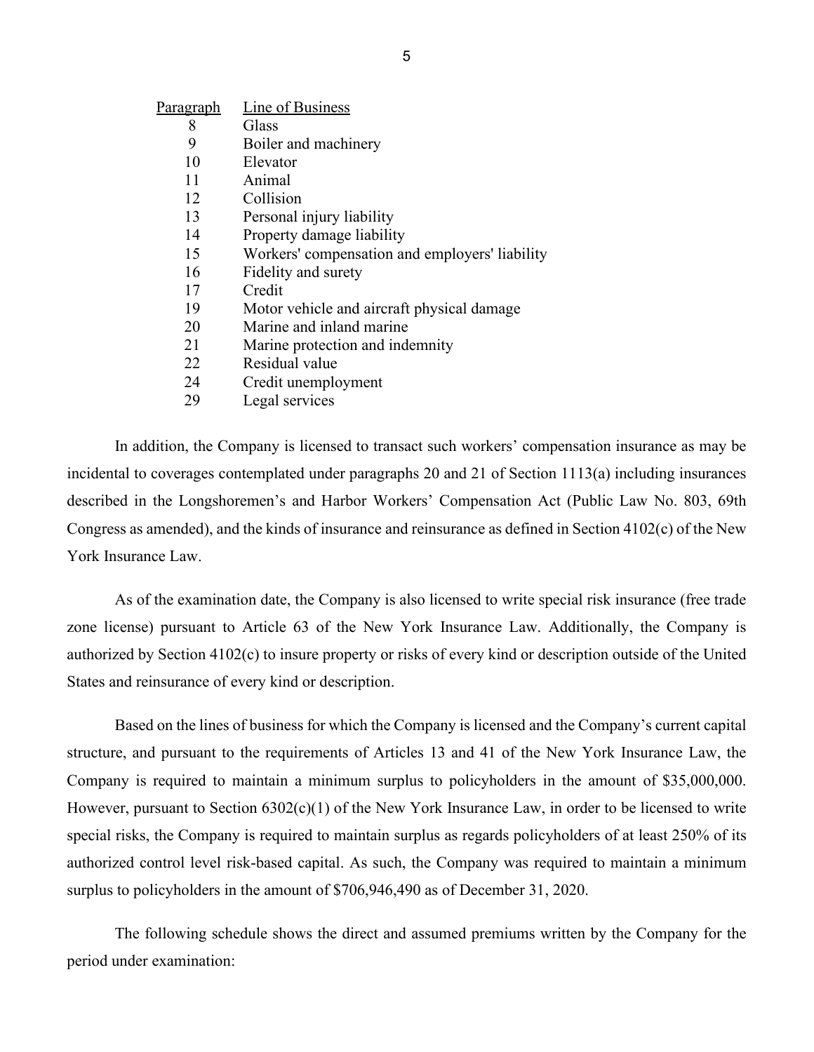| Paragraph | Line of Business |
|---|---|
| 8 | Glass |
| 9 | Boiler and machinery |
| 10 | Elevator |
| 11 | Animal |
| 12 | Collision |
| 13 | Personal injury liability |
| 14 | Property damage liability |
| 15 | Workers' compensation and employers' liability |
| 16 | Fidelity and surety |
| 17 | Credit |
| 19 | Motor vehicle and aircraft physical damage |
| 20 | Marine and inland marine |
| 21 | Marine protection and indemnity |
| 22 | Residual value |
| 24 | Credit unemployment |
| 29 | Legal services |

In addition, the Company is licensed to transact such workers' compensation insurance as may be incidental to coverages contemplated under paragraphs 20 and 21 of Section 1113(a) including insurances described in the Longshoremen's and Harbor Workers' Compensation Act (Public Law No. 803, 69th Congress as amended), and the kinds of insurance and reinsurance as defined in Section 4102(c) of the New York Insurance Law.

As of the examination date, the Company is also licensed to write special risk insurance (free trade zone license) pursuant to Article 63 of the New York Insurance Law. Additionally, the Company is authorized by Section 4102(c) to insure property or risks of every kind or description outside of the United States and reinsurance of every kind or description.

Based on the lines of business for which the Company is licensed and the Company's current capital structure, and pursuant to the requirements of Articles 13 and 41 of the New York Insurance Law, the Company is required to maintain a minimum surplus to policyholders in the amount of $35,000,000. However, pursuant to Section 6302(c)(1) of the New York Insurance Law, in order to be licensed to write special risks, the Company is required to maintain surplus as regards policyholders of at least 250% of its authorized control level risk-based capital. As such, the Company was required to maintain a minimum surplus to policyholders in the amount of $706,946,490 as of December 31, 2020.

The following schedule shows the direct and assumed premiums written by the Company for the period under examination: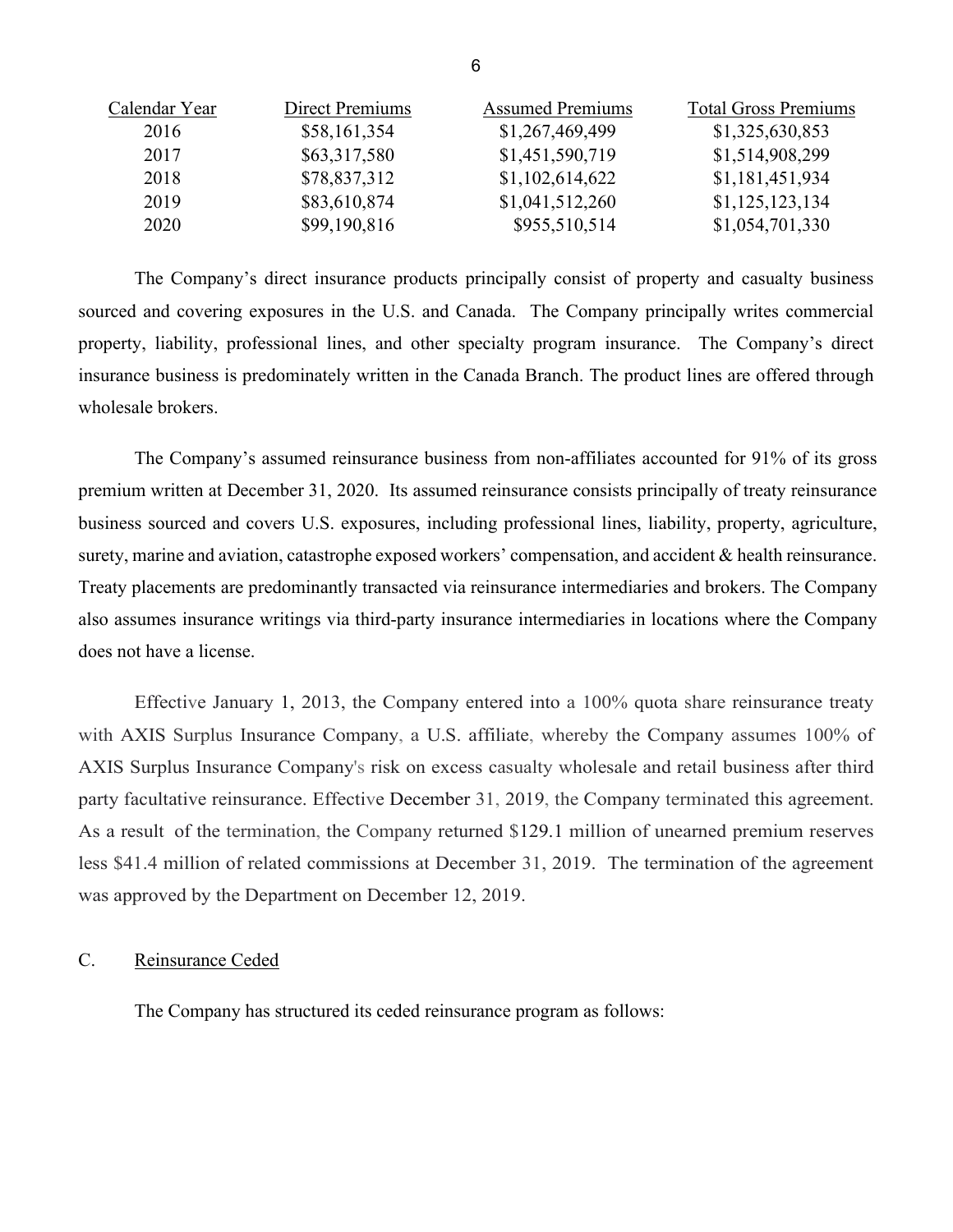| Calendar Year | Direct Premiums | Assumed Premiums | Total Gross Premiums |
|---|---|---|---|
| 2016 | $58,161,354 | $1,267,469,499 | $1,325,630,853 |
| 2017 | $63,317,580 | $1,451,590,719 | $1,514,908,299 |
| 2018 | $78,837,312 | $1,102,614,622 | $1,181,451,934 |
| 2019 | $83,610,874 | $1,041,512,260 | $1,125,123,134 |
| 2020 | $99,190,816 | $955,510,514 | $1,054,701,330 |

The Company's direct insurance products principally consist of property and casualty business sourced and covering exposures in the U.S. and Canada. The Company principally writes commercial property, liability, professional lines, and other specialty program insurance. The Company's direct insurance business is predominately written in the Canada Branch. The product lines are offered through wholesale brokers.

The Company's assumed reinsurance business from non-affiliates accounted for 91% of its gross premium written at December 31, 2020. Its assumed reinsurance consists principally of treaty reinsurance business sourced and covers U.S. exposures, including professional lines, liability, property, agriculture, surety, marine and aviation, catastrophe exposed workers' compensation, and accident & health reinsurance. Treaty placements are predominantly transacted via reinsurance intermediaries and brokers. The Company also assumes insurance writings via third-party insurance intermediaries in locations where the Company does not have a license.

Effective January 1, 2013, the Company entered into a 100% quota share reinsurance treaty with AXIS Surplus Insurance Company, a U.S. affiliate, whereby the Company assumes 100% of AXIS Surplus Insurance Company's risk on excess casualty wholesale and retail business after third party facultative reinsurance. Effective December 31, 2019, the Company terminated this agreement. As a result of the termination, the Company returned $129.1 million of unearned premium reserves less $41.4 million of related commissions at December 31, 2019. The termination of the agreement was approved by the Department on December 12, 2019.

C. Reinsurance Ceded

The Company has structured its ceded reinsurance program as follows: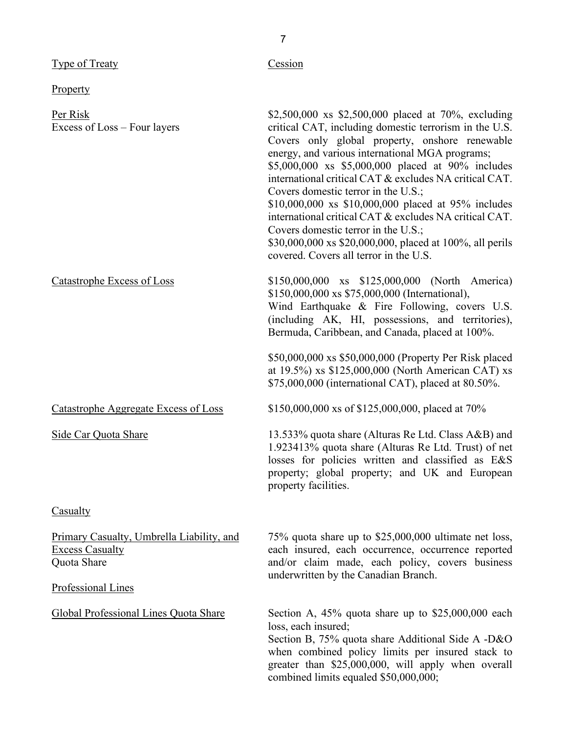| Type of Treaty | Cession |
| --- | --- |
| Property | |
| Per Risk<br>Excess of Loss – Four layers | $2,500,000 xs $2,500,000 placed at 70%, excluding critical CAT, including domestic terrorism in the U.S. Covers only global property, onshore renewable energy, and various international MGA programs;<br>$5,000,000 xs $5,000,000 placed at 90% includes international critical CAT & excludes NA critical CAT. Covers domestic terror in the U.S.;<br>$10,000,000 xs $10,000,000 placed at 95% includes international critical CAT & excludes NA critical CAT. Covers domestic terror in the U.S.;<br>$30,000,000 xs $20,000,000, placed at 100%, all perils covered. Covers all terror in the U.S. |
| Catastrophe Excess of Loss | $150,000,000 xs $125,000,000 (North America)<br>$150,000,000 xs $75,000,000 (International),<br>Wind Earthquake & Fire Following, covers U.S. (including AK, HI, possessions, and territories), Bermuda, Caribbean, and Canada, placed at 100%.<br><br>$50,000,000 xs $50,000,000 (Property Per Risk placed at 19.5%) xs $125,000,000 (North American CAT) xs $75,000,000 (international CAT), placed at 80.50%. |
| Catastrophe Aggregate Excess of Loss | $150,000,000 xs of $125,000,000, placed at 70% |
| Side Car Quota Share | 13.533% quota share (Alturas Re Ltd. Class A&B) and 1.923413% quota share (Alturas Re Ltd. Trust) of net losses for policies written and classified as E&S property; global property; and UK and European property facilities. |
| Casualty | |
| Primary Casualty, Umbrella Liability, and Excess Casualty<br>Quota Share | 75% quota share up to $25,000,000 ultimate net loss, each insured, each occurrence, occurrence reported and/or claim made, each policy, covers business underwritten by the Canadian Branch. |
| Professional Lines | |
| Global Professional Lines Quota Share | Section A, 45% quota share up to $25,000,000 each loss, each insured;<br>Section B, 75% quota share Additional Side A -D&O when combined policy limits per insured stack to greater than $25,000,000, will apply when overall combined limits equaled $50,000,000; |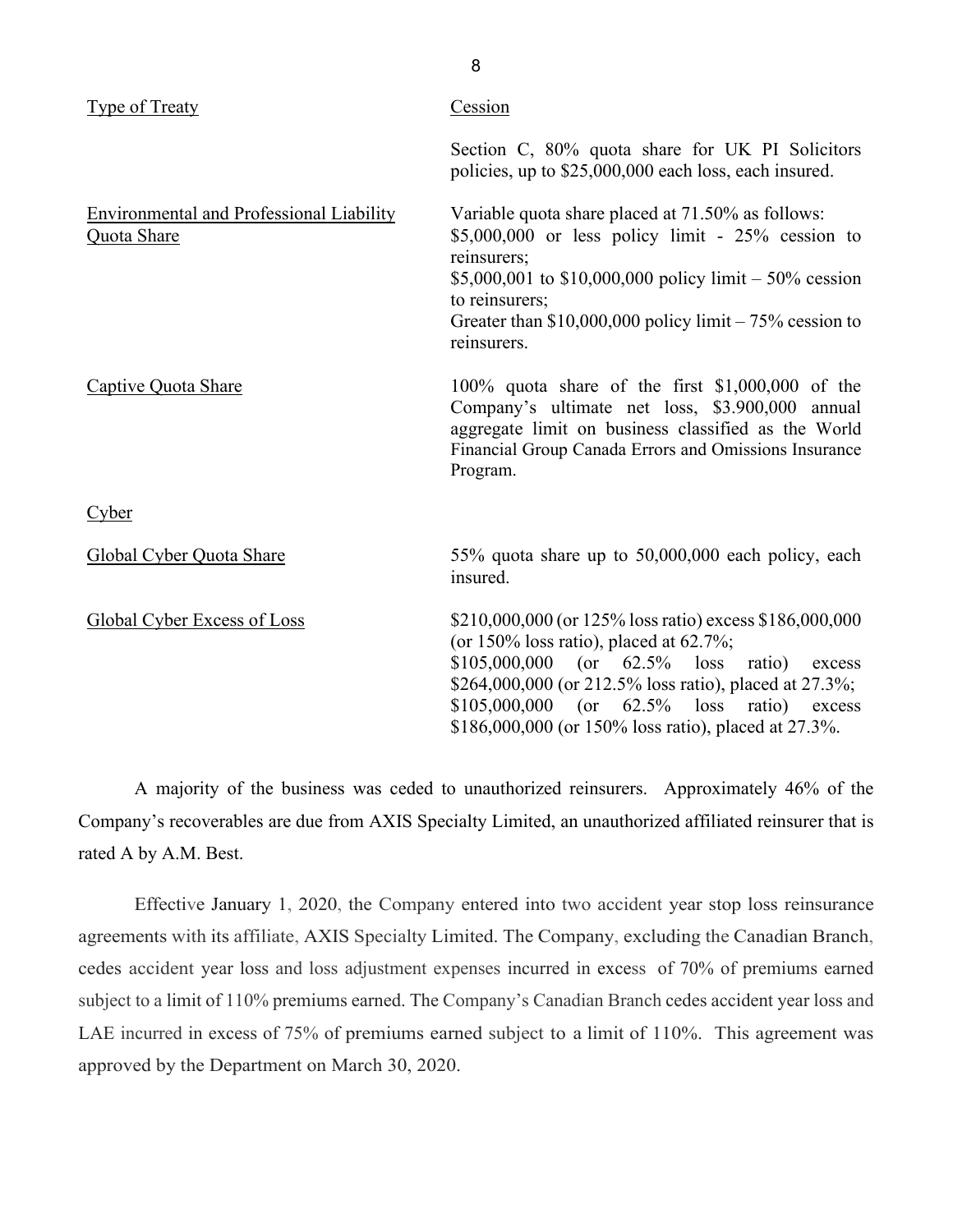| Type of Treaty | Cession |
|---|---|
| | Section C, 80% quota share for UK PI Solicitors policies, up to $25,000,000 each loss, each insured. |
| Environmental and Professional Liability Quota Share | Variable quota share placed at 71.50% as follows:<br>$5,000,000 or less policy limit - 25% cession to reinsurers;<br>$5,000,001 to $10,000,000 policy limit – 50% cession to reinsurers;<br>Greater than $10,000,000 policy limit – 75% cession to reinsurers. |
| Captive Quota Share | 100% quota share of the first $1,000,000 of the Company's ultimate net loss, $3.900,000 annual aggregate limit on business classified as the World Financial Group Canada Errors and Omissions Insurance Program. |
| Cyber | |
| Global Cyber Quota Share | 55% quota share up to 50,000,000 each policy, each insured. |
| Global Cyber Excess of Loss | $210,000,000 (or 125% loss ratio) excess $186,000,000 (or 150% loss ratio), placed at 62.7%;<br>$105,000,000 (or 62.5% loss ratio) excess $264,000,000 (or 212.5% loss ratio), placed at 27.3%;<br>$105,000,000 (or 62.5% loss ratio) excess $186,000,000 (or 150% loss ratio), placed at 27.3%. |

A majority of the business was ceded to unauthorized reinsurers. Approximately 46% of the Company's recoverables are due from AXIS Specialty Limited, an unauthorized affiliated reinsurer that is rated A by A.M. Best.

Effective January 1, 2020, the Company entered into two accident year stop loss reinsurance agreements with its affiliate, AXIS Specialty Limited. The Company, excluding the Canadian Branch, cedes accident year loss and loss adjustment expenses incurred in excess of 70% of premiums earned subject to a limit of 110% premiums earned. The Company's Canadian Branch cedes accident year loss and LAE incurred in excess of 75% of premiums earned subject to a limit of 110%. This agreement was approved by the Department on March 30, 2020.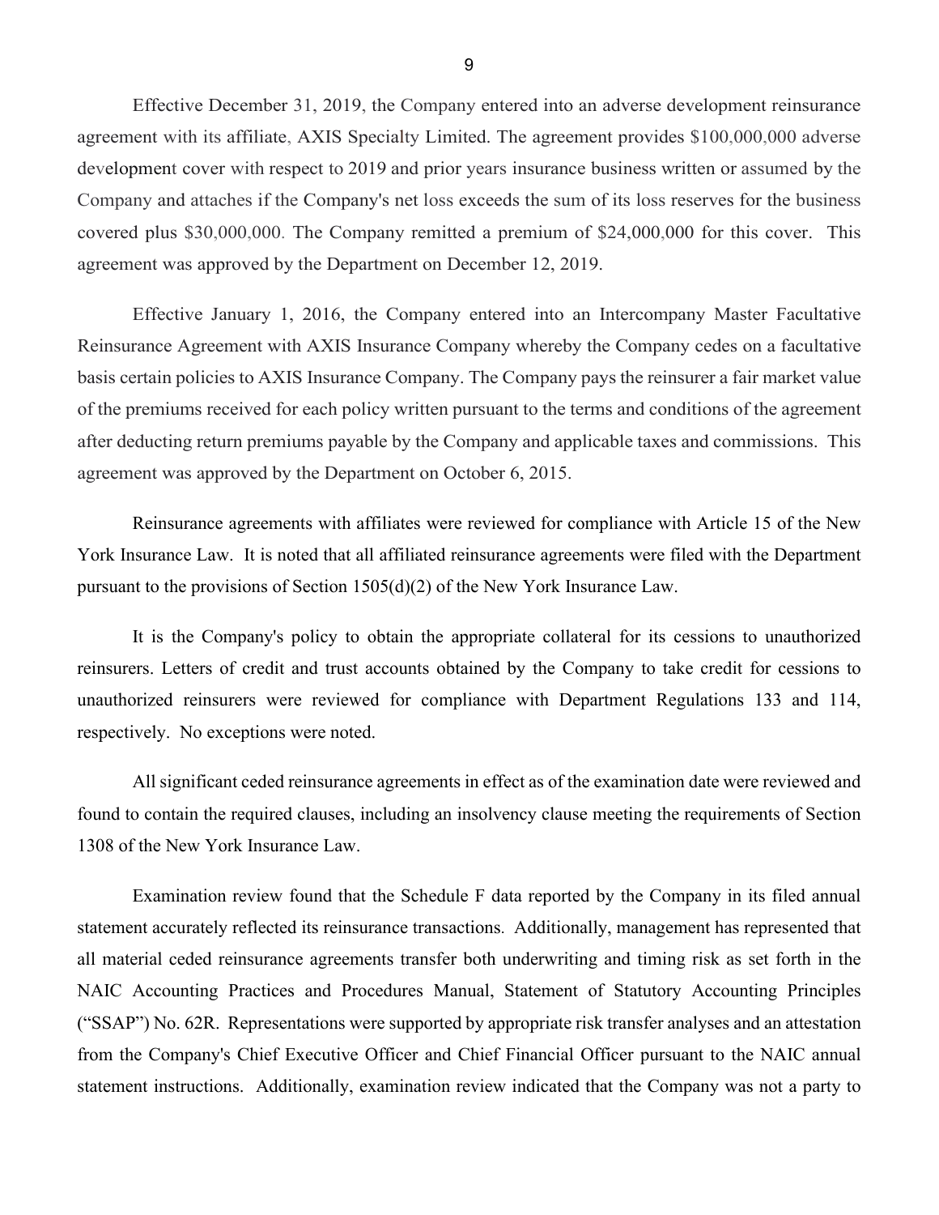Effective December 31, 2019, the Company entered into an adverse development reinsurance agreement with its affiliate, AXIS Specialty Limited. The agreement provides $100,000,000 adverse development cover with respect to 2019 and prior years insurance business written or assumed by the Company and attaches if the Company's net loss exceeds the sum of its loss reserves for the business covered plus $30,000,000. The Company remitted a premium of $24,000,000 for this cover. This agreement was approved by the Department on December 12, 2019.

Effective January 1, 2016, the Company entered into an Intercompany Master Facultative Reinsurance Agreement with AXIS Insurance Company whereby the Company cedes on a facultative basis certain policies to AXIS Insurance Company. The Company pays the reinsurer a fair market value of the premiums received for each policy written pursuant to the terms and conditions of the agreement after deducting return premiums payable by the Company and applicable taxes and commissions. This agreement was approved by the Department on October 6, 2015.

Reinsurance agreements with affiliates were reviewed for compliance with Article 15 of the New York Insurance Law. It is noted that all affiliated reinsurance agreements were filed with the Department pursuant to the provisions of Section 1505(d)(2) of the New York Insurance Law.

It is the Company's policy to obtain the appropriate collateral for its cessions to unauthorized reinsurers. Letters of credit and trust accounts obtained by the Company to take credit for cessions to unauthorized reinsurers were reviewed for compliance with Department Regulations 133 and 114, respectively. No exceptions were noted.

All significant ceded reinsurance agreements in effect as of the examination date were reviewed and found to contain the required clauses, including an insolvency clause meeting the requirements of Section 1308 of the New York Insurance Law.

Examination review found that the Schedule F data reported by the Company in its filed annual statement accurately reflected its reinsurance transactions. Additionally, management has represented that all material ceded reinsurance agreements transfer both underwriting and timing risk as set forth in the NAIC Accounting Practices and Procedures Manual, Statement of Statutory Accounting Principles ("SSAP") No. 62R. Representations were supported by appropriate risk transfer analyses and an attestation from the Company's Chief Executive Officer and Chief Financial Officer pursuant to the NAIC annual statement instructions. Additionally, examination review indicated that the Company was not a party to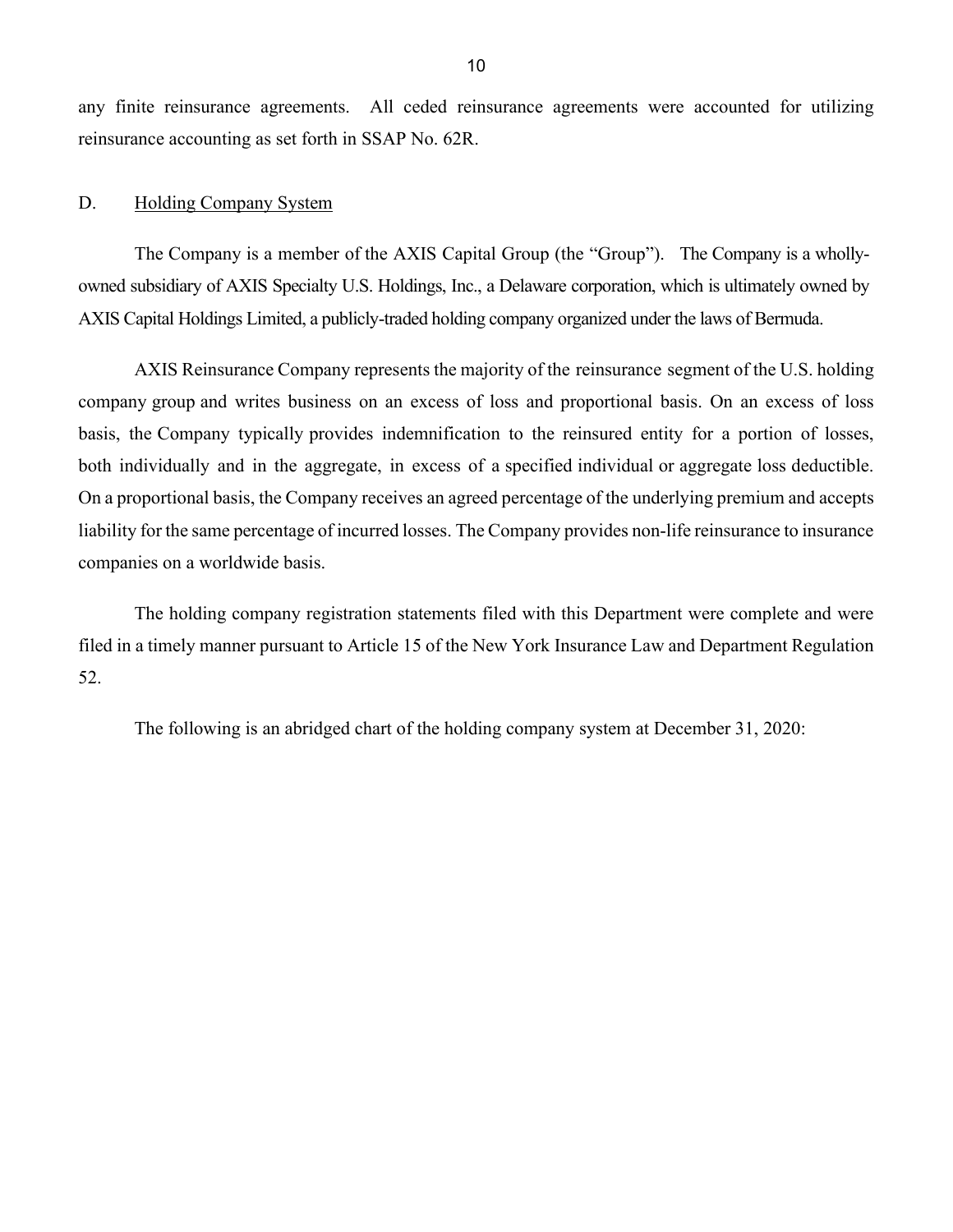any finite reinsurance agreements. All ceded reinsurance agreements were accounted for utilizing reinsurance accounting as set forth in SSAP No. 62R.

D. Holding Company System

The Company is a member of the AXIS Capital Group (the "Group"). The Company is a wholly-owned subsidiary of AXIS Specialty U.S. Holdings, Inc., a Delaware corporation, which is ultimately owned by AXIS Capital Holdings Limited, a publicly-traded holding company organized under the laws of Bermuda.

AXIS Reinsurance Company represents the majority of the reinsurance segment of the U.S. holding company group and writes business on an excess of loss and proportional basis. On an excess of loss basis, the Company typically provides indemnification to the reinsured entity for a portion of losses, both individually and in the aggregate, in excess of a specified individual or aggregate loss deductible. On a proportional basis, the Company receives an agreed percentage of the underlying premium and accepts liability for the same percentage of incurred losses. The Company provides non-life reinsurance to insurance companies on a worldwide basis.

The holding company registration statements filed with this Department were complete and were filed in a timely manner pursuant to Article 15 of the New York Insurance Law and Department Regulation 52.

The following is an abridged chart of the holding company system at December 31, 2020: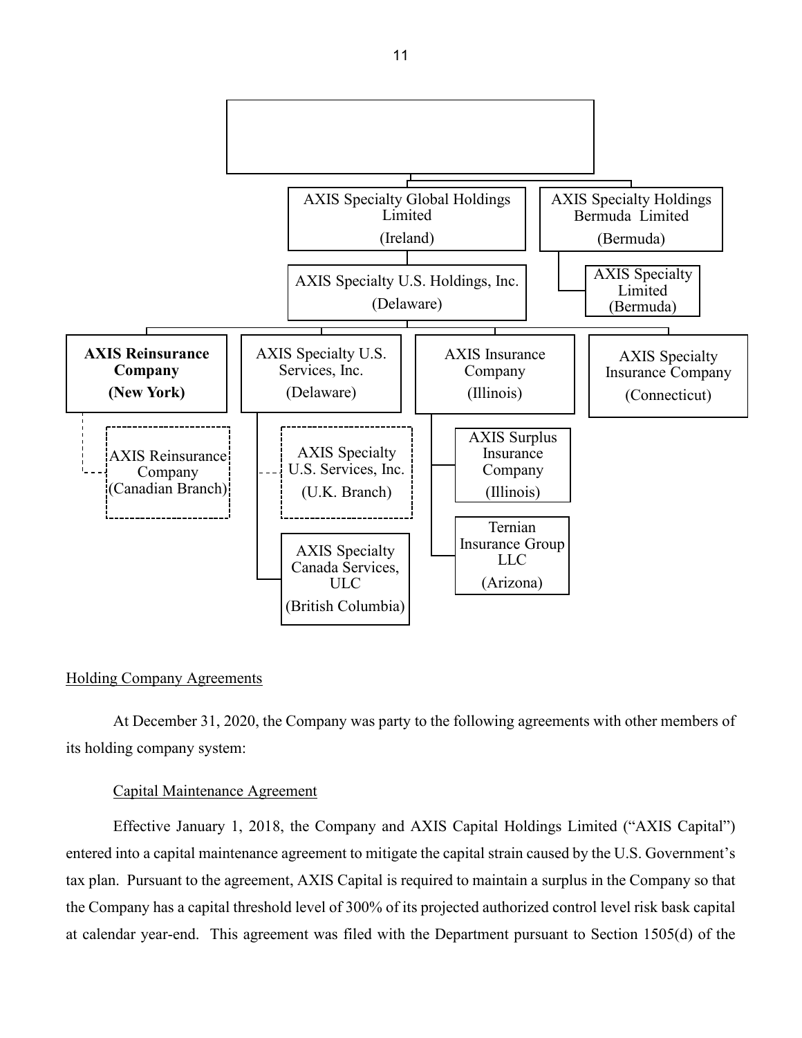AXIS Specialty Global Holdings Limited (Ireland)

AXIS Specialty Holdings Bermuda Limited (Bermuda)

AXIS Specialty Limited (Bermuda)

AXIS Specialty U.S. Holdings, Inc. (Delaware)

**AXIS Reinsurance Company (New York)**

AXIS Specialty U.S. Services, Inc. (Delaware)

AXIS Insurance Company (Illinois)

AXIS Specialty Insurance Company (Connecticut)

AXIS Reinsurance Company (Canadian Branch)

AXIS Specialty U.S. Services, Inc. (U.K. Branch)

AXIS Specialty Canada Services, ULC (British Columbia)

AXIS Surplus Insurance Company (Illinois)

Ternian Insurance Group LLC (Arizona)

Holding Company Agreements

At December 31, 2020, the Company was party to the following agreements with other members of its holding company system:

Capital Maintenance Agreement

Effective January 1, 2018, the Company and AXIS Capital Holdings Limited ("AXIS Capital") entered into a capital maintenance agreement to mitigate the capital strain caused by the U.S. Government's tax plan. Pursuant to the agreement, AXIS Capital is required to maintain a surplus in the Company so that the Company has a capital threshold level of 300% of its projected authorized control level risk bask capital at calendar year-end. This agreement was filed with the Department pursuant to Section 1505(d) of the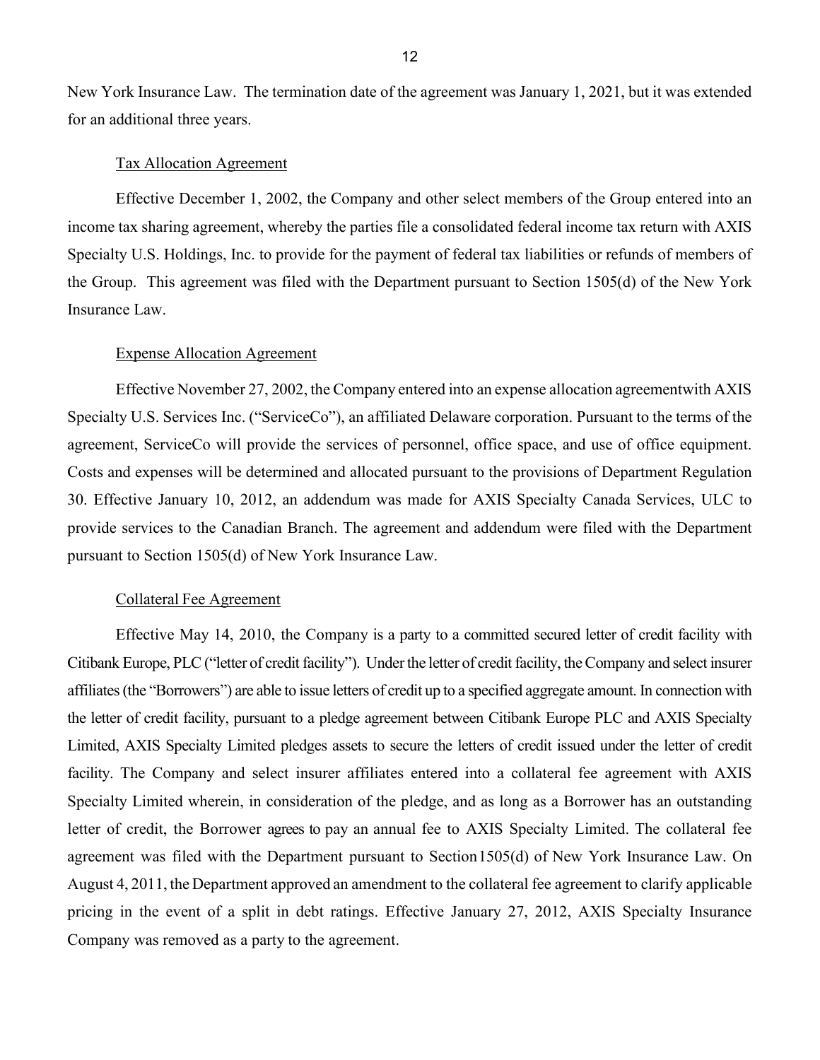New York Insurance Law. The termination date of the agreement was January 1, 2021, but it was extended for an additional three years.

Tax Allocation Agreement

Effective December 1, 2002, the Company and other select members of the Group entered into an income tax sharing agreement, whereby the parties file a consolidated federal income tax return with AXIS Specialty U.S. Holdings, Inc. to provide for the payment of federal tax liabilities or refunds of members of the Group. This agreement was filed with the Department pursuant to Section 1505(d) of the New York Insurance Law.

Expense Allocation Agreement

Effective November 27, 2002, the Company entered into an expense allocation agreementwith AXIS Specialty U.S. Services Inc. ("ServiceCo"), an affiliated Delaware corporation. Pursuant to the terms of the agreement, ServiceCo will provide the services of personnel, office space, and use of office equipment. Costs and expenses will be determined and allocated pursuant to the provisions of Department Regulation 30. Effective January 10, 2012, an addendum was made for AXIS Specialty Canada Services, ULC to provide services to the Canadian Branch. The agreement and addendum were filed with the Department pursuant to Section 1505(d) of New York Insurance Law.

Collateral Fee Agreement

Effective May 14, 2010, the Company is a party to a committed secured letter of credit facility with Citibank Europe, PLC ("letter of credit facility"). Under the letter of credit facility, the Company and select insurer affiliates (the "Borrowers") are able to issue letters of credit up to a specified aggregate amount. In connection with the letter of credit facility, pursuant to a pledge agreement between Citibank Europe PLC and AXIS Specialty Limited, AXIS Specialty Limited pledges assets to secure the letters of credit issued under the letter of credit facility. The Company and select insurer affiliates entered into a collateral fee agreement with AXIS Specialty Limited wherein, in consideration of the pledge, and as long as a Borrower has an outstanding letter of credit, the Borrower agrees to pay an annual fee to AXIS Specialty Limited. The collateral fee agreement was filed with the Department pursuant to Section1505(d) of New York Insurance Law. On August 4, 2011, the Department approved an amendment to the collateral fee agreement to clarify applicable pricing in the event of a split in debt ratings. Effective January 27, 2012, AXIS Specialty Insurance Company was removed as a party to the agreement.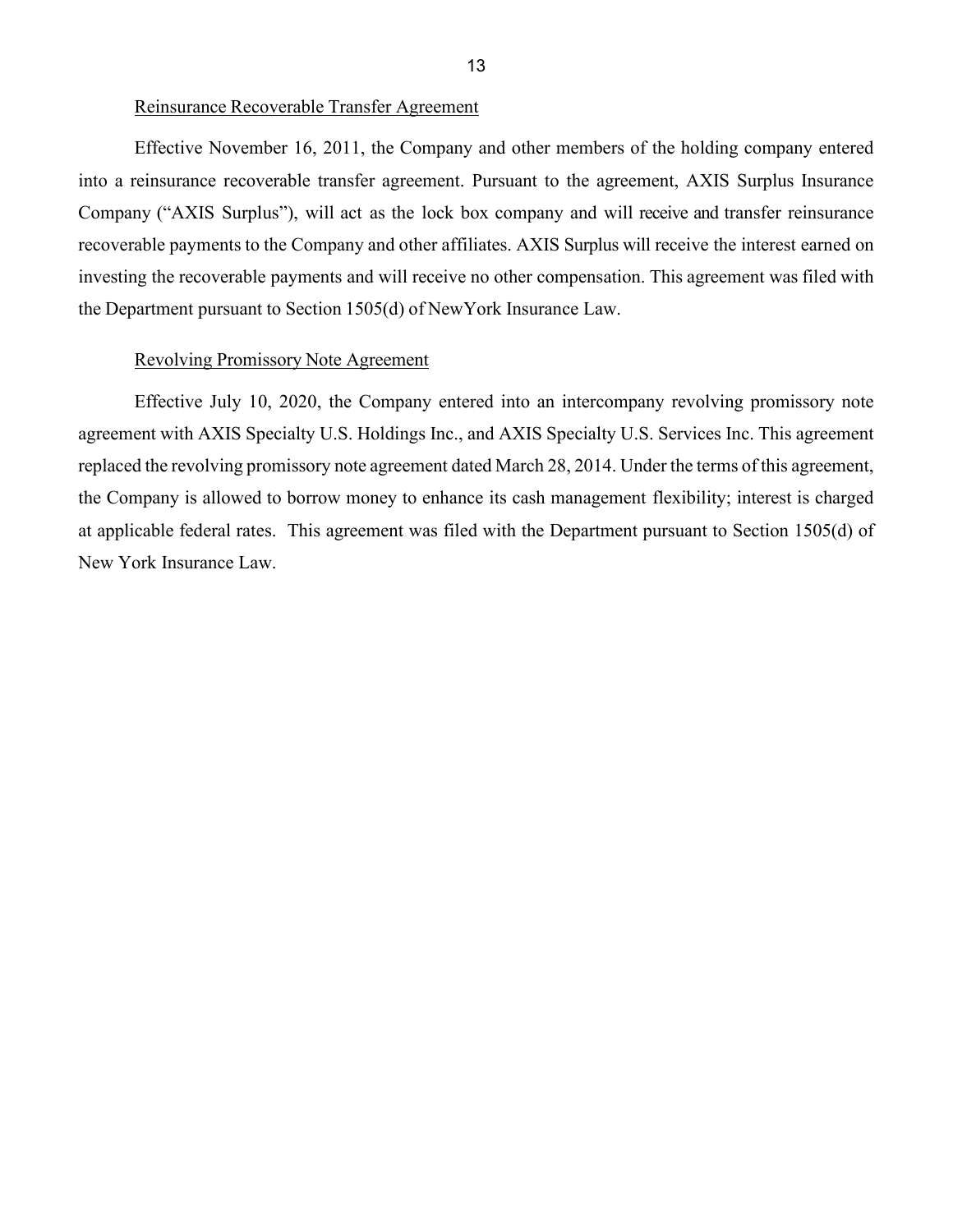Reinsurance Recoverable Transfer Agreement

Effective November 16, 2011, the Company and other members of the holding company entered into a reinsurance recoverable transfer agreement. Pursuant to the agreement, AXIS Surplus Insurance Company ("AXIS Surplus"), will act as the lock box company and will receive and transfer reinsurance recoverable payments to the Company and other affiliates. AXIS Surplus will receive the interest earned on investing the recoverable payments and will receive no other compensation. This agreement was filed with the Department pursuant to Section 1505(d) of NewYork Insurance Law.

Revolving Promissory Note Agreement

Effective July 10, 2020, the Company entered into an intercompany revolving promissory note agreement with AXIS Specialty U.S. Holdings Inc., and AXIS Specialty U.S. Services Inc. This agreement replaced the revolving promissory note agreement dated March 28, 2014. Under the terms of this agreement, the Company is allowed to borrow money to enhance its cash management flexibility; interest is charged at applicable federal rates. This agreement was filed with the Department pursuant to Section 1505(d) of New York Insurance Law.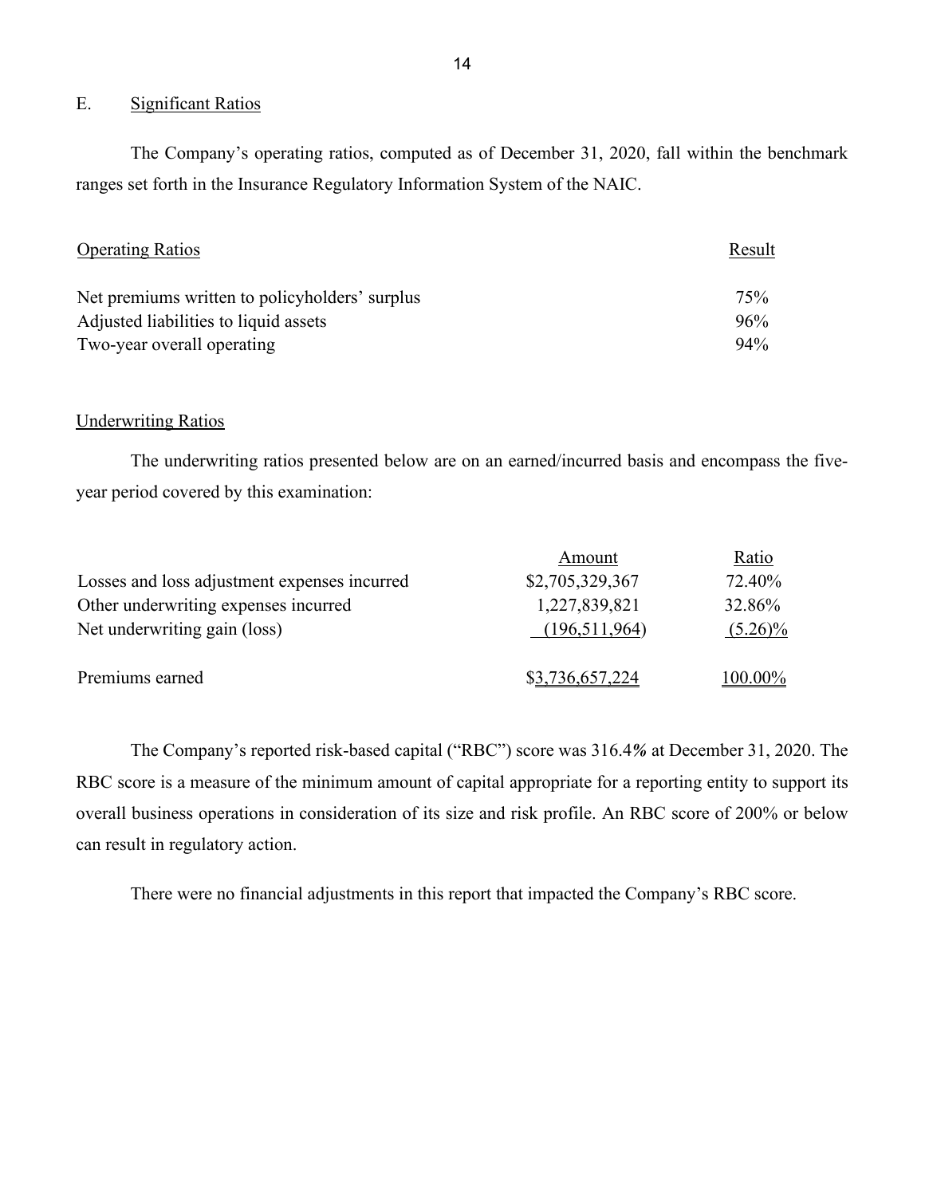## E. Significant Ratios

The Company's operating ratios, computed as of December 31, 2020, fall within the benchmark ranges set forth in the Insurance Regulatory Information System of the NAIC.

| Operating Ratios | Result |
|---|---|
| Net premiums written to policyholders' surplus | 75% |
| Adjusted liabilities to liquid assets | 96% |
| Two-year overall operating | 94% |

### Underwriting Ratios

The underwriting ratios presented below are on an earned/incurred basis and encompass the five-year period covered by this examination:

| | Amount | Ratio |
|---|---|---|
| Losses and loss adjustment expenses incurred | $2,705,329,367 | 72.40% |
| Other underwriting expenses incurred | 1,227,839,821 | 32.86% |
| Net underwriting gain (loss) | (196,511,964) | (5.26)% |
| Premiums earned | $3,736,657,224 | 100.00% |

The Company's reported risk-based capital ("RBC") score was 316.4*%* at December 31, 2020. The RBC score is a measure of the minimum amount of capital appropriate for a reporting entity to support its overall business operations in consideration of its size and risk profile. An RBC score of 200% or below can result in regulatory action.

There were no financial adjustments in this report that impacted the Company's RBC score.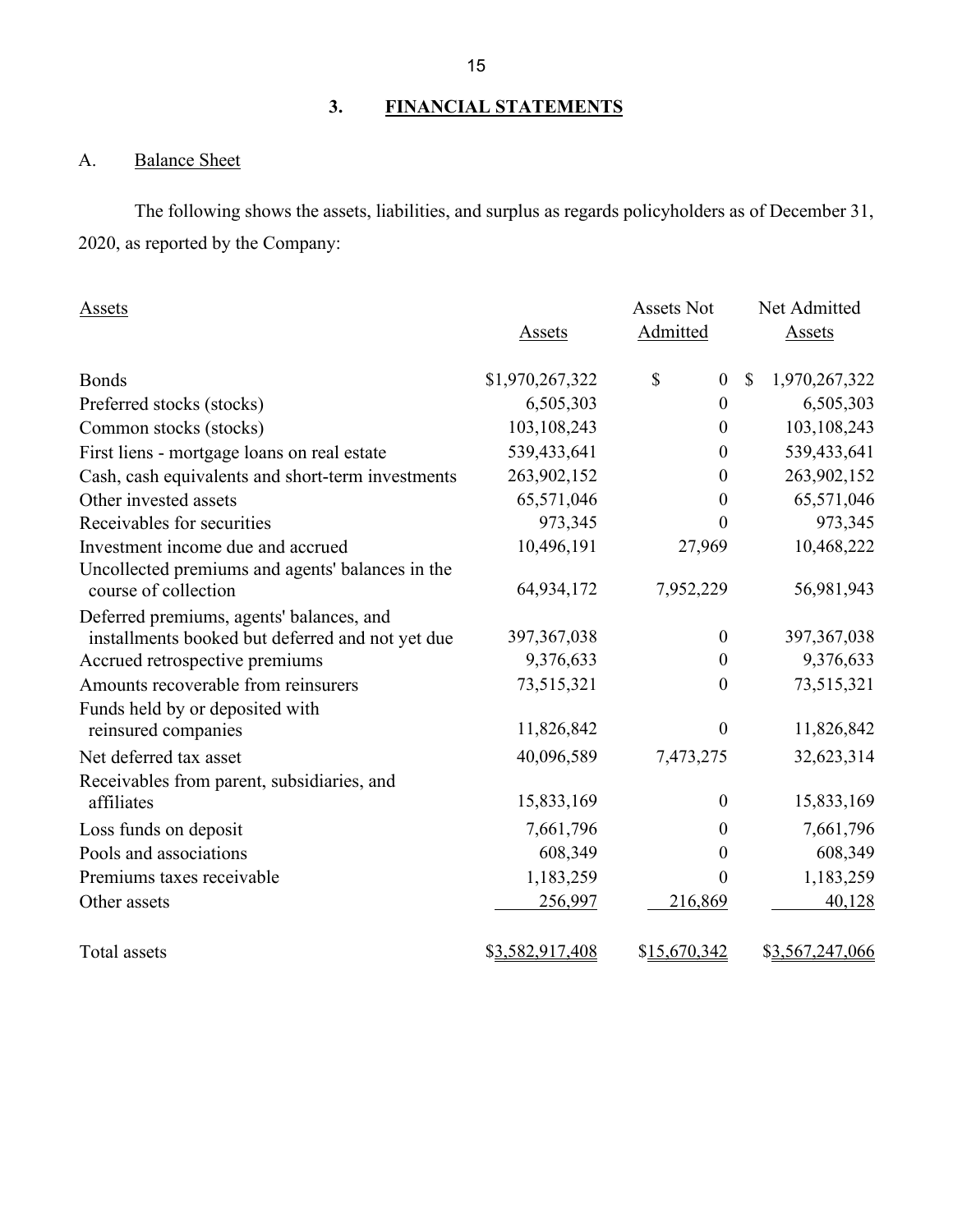## 3. FINANCIAL STATEMENTS

### A. Balance Sheet

The following shows the assets, liabilities, and surplus as regards policyholders as of December 31, 2020, as reported by the Company:

| Assets | Assets | Assets Not Admitted | Net Admitted Assets |
|---|---|---|---|
| Bonds | $1,970,267,322 | $ 0 | $ 1,970,267,322 |
| Preferred stocks (stocks) | 6,505,303 | 0 | 6,505,303 |
| Common stocks (stocks) | 103,108,243 | 0 | 103,108,243 |
| First liens - mortgage loans on real estate | 539,433,641 | 0 | 539,433,641 |
| Cash, cash equivalents and short-term investments | 263,902,152 | 0 | 263,902,152 |
| Other invested assets | 65,571,046 | 0 | 65,571,046 |
| Receivables for securities | 973,345 | 0 | 973,345 |
| Investment income due and accrued | 10,496,191 | 27,969 | 10,468,222 |
| Uncollected premiums and agents' balances in the course of collection | 64,934,172 | 7,952,229 | 56,981,943 |
| Deferred premiums, agents' balances, and installments booked but deferred and not yet due | 397,367,038 | 0 | 397,367,038 |
| Accrued retrospective premiums | 9,376,633 | 0 | 9,376,633 |
| Amounts recoverable from reinsurers | 73,515,321 | 0 | 73,515,321 |
| Funds held by or deposited with reinsured companies | 11,826,842 | 0 | 11,826,842 |
| Net deferred tax asset | 40,096,589 | 7,473,275 | 32,623,314 |
| Receivables from parent, subsidiaries, and affiliates | 15,833,169 | 0 | 15,833,169 |
| Loss funds on deposit | 7,661,796 | 0 | 7,661,796 |
| Pools and associations | 608,349 | 0 | 608,349 |
| Premiums taxes receivable | 1,183,259 | 0 | 1,183,259 |
| Other assets | 256,997 | 216,869 | 40,128 |
| Total assets | $3,582,917,408 | $15,670,342 | $3,567,247,066 |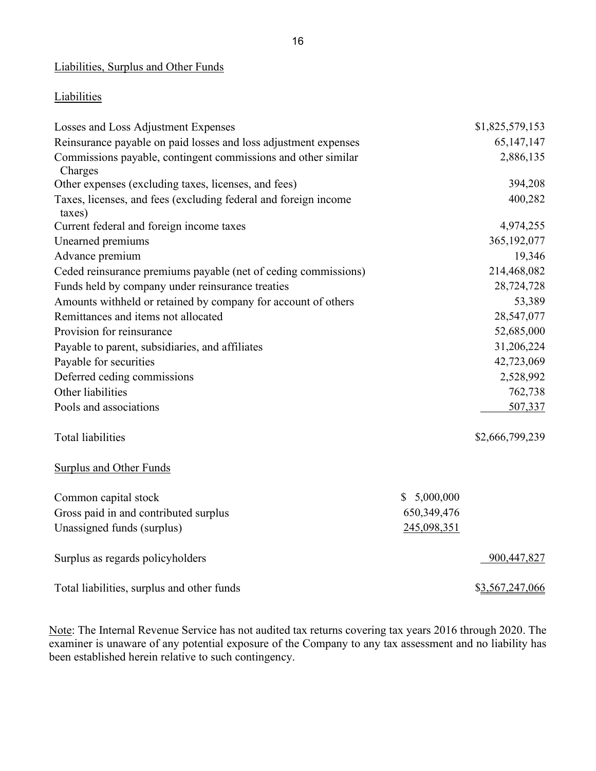Liabilities, Surplus and Other Funds

Liabilities

| | | |
|---|---|---|
| Losses and Loss Adjustment Expenses | | $1,825,579,153 |
| Reinsurance payable on paid losses and loss adjustment expenses | | 65,147,147 |
| Commissions payable, contingent commissions and other similar Charges | | 2,886,135 |
| Other expenses (excluding taxes, licenses, and fees) | | 394,208 |
| Taxes, licenses, and fees (excluding federal and foreign income taxes) | | 400,282 |
| Current federal and foreign income taxes | | 4,974,255 |
| Unearned premiums | | 365,192,077 |
| Advance premium | | 19,346 |
| Ceded reinsurance premiums payable (net of ceding commissions) | | 214,468,082 |
| Funds held by company under reinsurance treaties | | 28,724,728 |
| Amounts withheld or retained by company for account of others | | 53,389 |
| Remittances and items not allocated | | 28,547,077 |
| Provision for reinsurance | | 52,685,000 |
| Payable to parent, subsidiaries, and affiliates | | 31,206,224 |
| Payable for securities | | 42,723,069 |
| Deferred ceding commissions | | 2,528,992 |
| Other liabilities | | 762,738 |
| Pools and associations | | 507,337 |
| | | |
| Total liabilities | | $2,666,799,239 |
| | | |
| Surplus and Other Funds | | |
| | | |
| Common capital stock | $ 5,000,000 | |
| Gross paid in and contributed surplus | 650,349,476 | |
| Unassigned funds (surplus) | 245,098,351 | |
| | | |
| Surplus as regards policyholders | | 900,447,827 |
| | | |
| Total liabilities, surplus and other funds | | $3,567,247,066 |

Note: The Internal Revenue Service has not audited tax returns covering tax years 2016 through 2020. The examiner is unaware of any potential exposure of the Company to any tax assessment and no liability has been established herein relative to such contingency.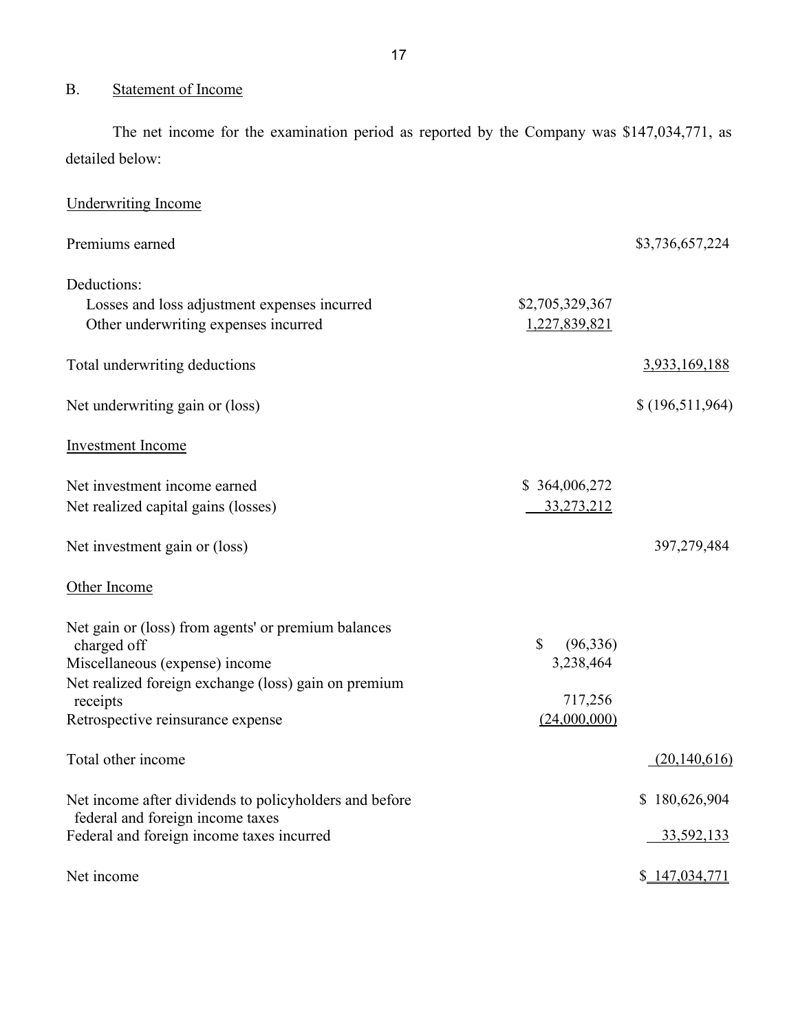## B. Statement of Income

The net income for the examination period as reported by the Company was $147,034,771, as detailed below:

| | | |
|---|---|---|
| Underwriting Income | | |
| Premiums earned | | $3,736,657,224 |
| Deductions: | | |
| Losses and loss adjustment expenses incurred | $2,705,329,367 | |
| Other underwriting expenses incurred | 1,227,839,821 | |
| Total underwriting deductions | | 3,933,169,188 |
| Net underwriting gain or (loss) | | $ (196,511,964) |
| Investment Income | | |
| Net investment income earned | $ 364,006,272 | |
| Net realized capital gains (losses) | 33,273,212 | |
| Net investment gain or (loss) | | 397,279,484 |
| Other Income | | |
| Net gain or (loss) from agents' or premium balances charged off | $ (96,336) | |
| Miscellaneous (expense) income | 3,238,464 | |
| Net realized foreign exchange (loss) gain on premium receipts | 717,256 | |
| Retrospective reinsurance expense | (24,000,000) | |
| Total other income | | (20,140,616) |
| Net income after dividends to policyholders and before federal and foreign income taxes | | $ 180,626,904 |
| Federal and foreign income taxes incurred | | 33,592,133 |
| Net income | | $ 147,034,771 |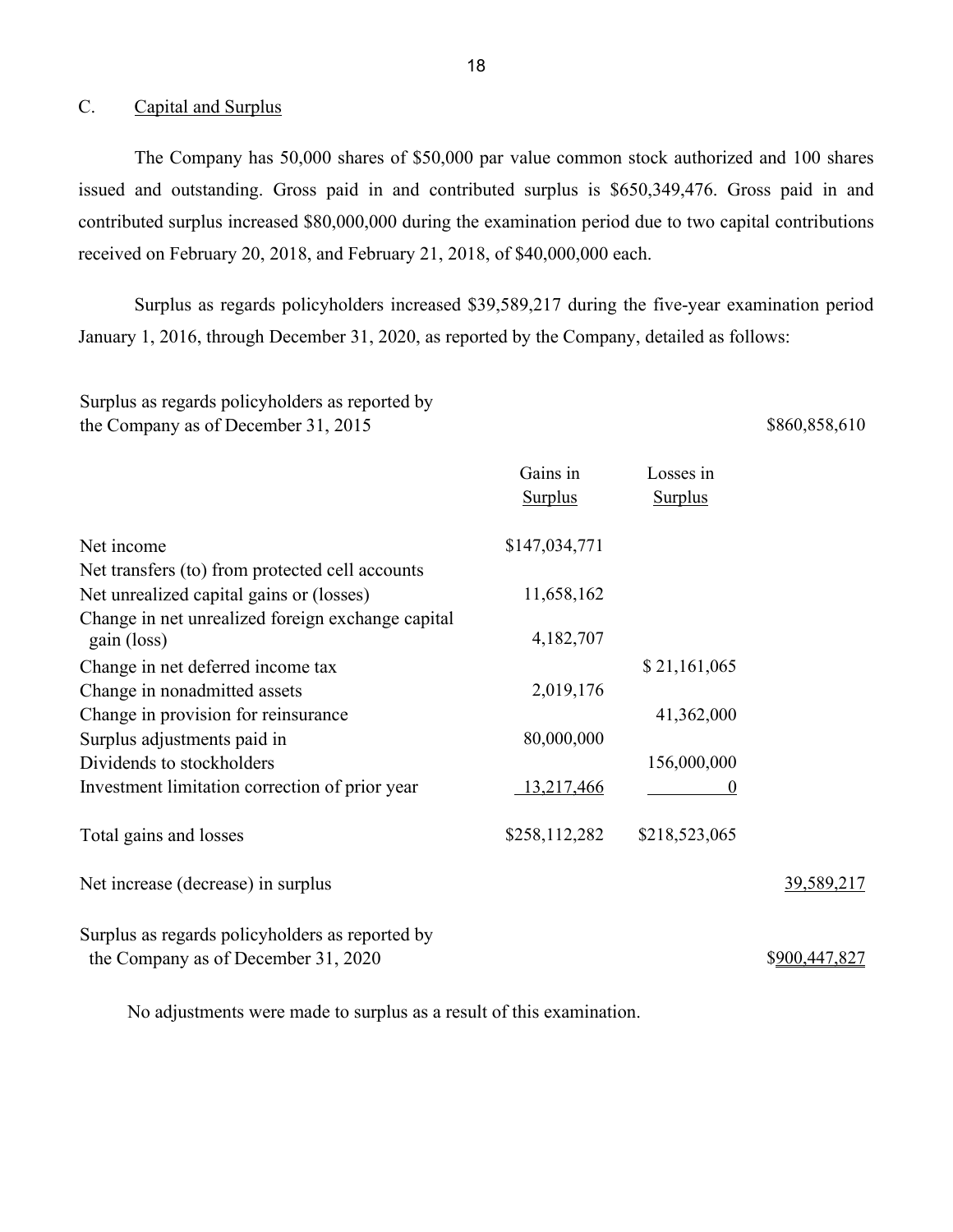## C. Capital and Surplus

The Company has 50,000 shares of $50,000 par value common stock authorized and 100 shares issued and outstanding. Gross paid in and contributed surplus is $650,349,476. Gross paid in and contributed surplus increased $80,000,000 during the examination period due to two capital contributions received on February 20, 2018, and February 21, 2018, of $40,000,000 each.

Surplus as regards policyholders increased $39,589,217 during the five-year examination period January 1, 2016, through December 31, 2020, as reported by the Company, detailed as follows:

| | | | |
|---|---|---|---|
| Surplus as regards policyholders as reported by the Company as of December 31, 2015 | | | $860,858,610 |
| | Gains in Surplus | Losses in Surplus | |
| Net income | $147,034,771 | | |
| Net transfers (to) from protected cell accounts | | | |
| Net unrealized capital gains or (losses) | 11,658,162 | | |
| Change in net unrealized foreign exchange capital gain (loss) | 4,182,707 | | |
| Change in net deferred income tax | | $ 21,161,065 | |
| Change in nonadmitted assets | 2,019,176 | | |
| Change in provision for reinsurance | | 41,362,000 | |
| Surplus adjustments paid in | 80,000,000 | | |
| Dividends to stockholders | | 156,000,000 | |
| Investment limitation correction of prior year | 13,217,466 | 0 | |
| Total gains and losses | $258,112,282 | $218,523,065 | |
| Net increase (decrease) in surplus | | | 39,589,217 |
| Surplus as regards policyholders as reported by the Company as of December 31, 2020 | | | $900,447,827 |

No adjustments were made to surplus as a result of this examination.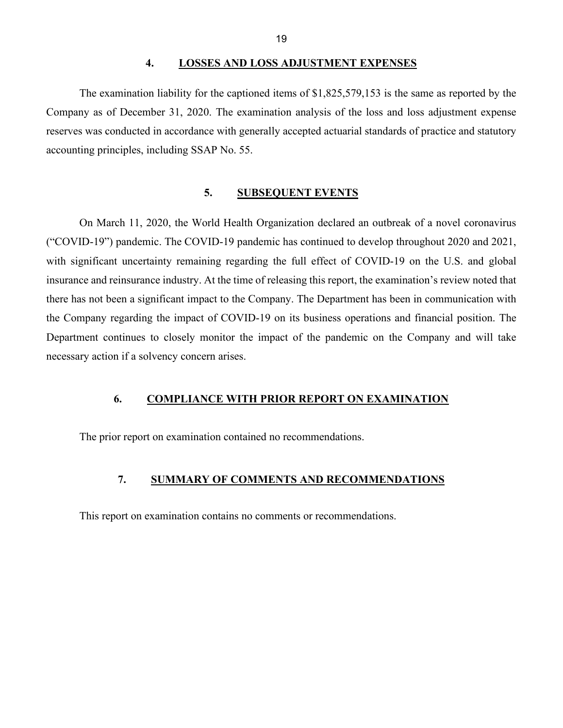## 4. LOSSES AND LOSS ADJUSTMENT EXPENSES

The examination liability for the captioned items of $1,825,579,153 is the same as reported by the Company as of December 31, 2020. The examination analysis of the loss and loss adjustment expense reserves was conducted in accordance with generally accepted actuarial standards of practice and statutory accounting principles, including SSAP No. 55.

## 5. SUBSEQUENT EVENTS

On March 11, 2020, the World Health Organization declared an outbreak of a novel coronavirus ("COVID-19") pandemic. The COVID-19 pandemic has continued to develop throughout 2020 and 2021, with significant uncertainty remaining regarding the full effect of COVID-19 on the U.S. and global insurance and reinsurance industry. At the time of releasing this report, the examination's review noted that there has not been a significant impact to the Company. The Department has been in communication with the Company regarding the impact of COVID-19 on its business operations and financial position. The Department continues to closely monitor the impact of the pandemic on the Company and will take necessary action if a solvency concern arises.

## 6. COMPLIANCE WITH PRIOR REPORT ON EXAMINATION

The prior report on examination contained no recommendations.

## 7. SUMMARY OF COMMENTS AND RECOMMENDATIONS

This report on examination contains no comments or recommendations.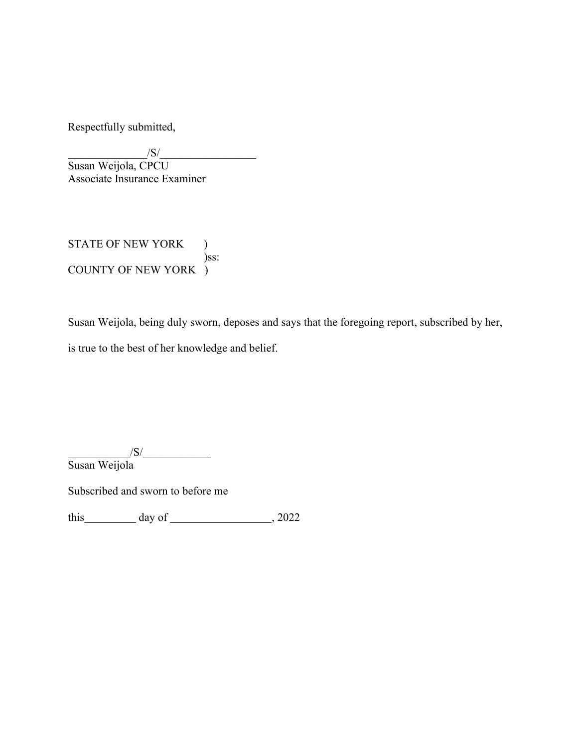Respectfully submitted,

______________/S/_________________
Susan Weijola, CPCU
Associate Insurance Examiner

STATE OF NEW YORK )
)ss:
COUNTY OF NEW YORK )

Susan Weijola, being duly sworn, deposes and says that the foregoing report, subscribed by her, is true to the best of her knowledge and belief.

___________/S/____________
Susan Weijola

Subscribed and sworn to before me

this_________ day of __________________, 2022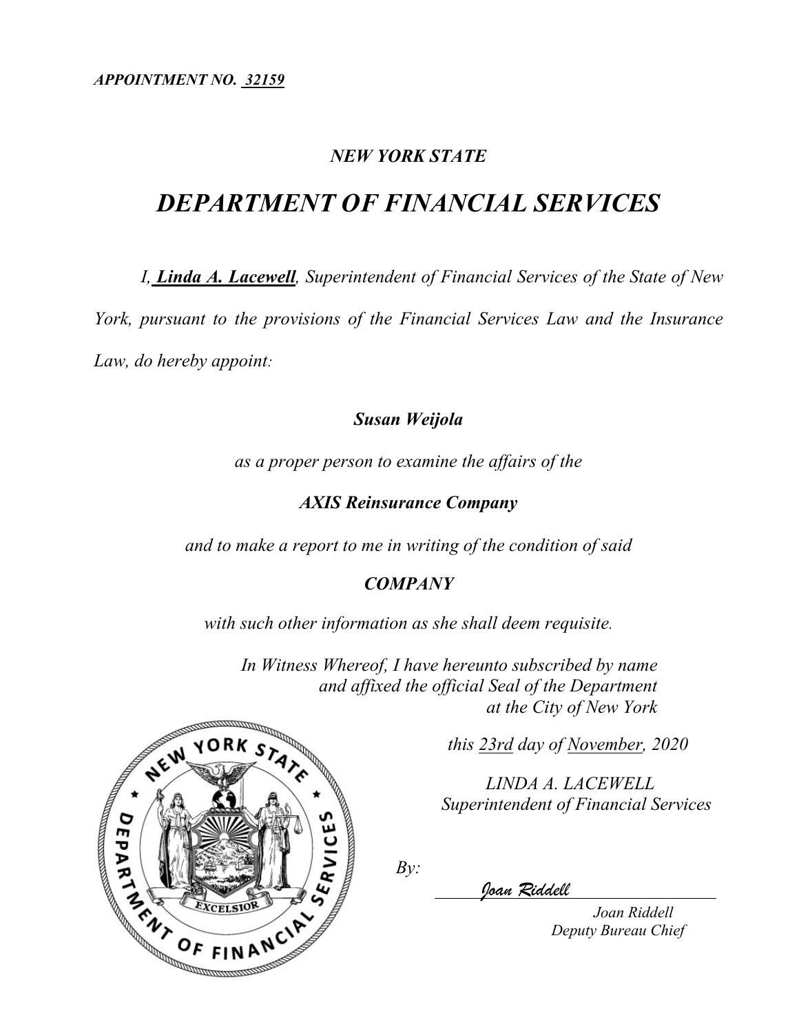*APPOINTMENT NO. 32159*

*NEW YORK STATE*

# *DEPARTMENT OF FINANCIAL SERVICES*

*I, **Linda A. Lacewell**, Superintendent of Financial Services of the State of New York, pursuant to the provisions of the Financial Services Law and the Insurance Law, do hereby appoint:*

***Susan Weijola***

*as a proper person to examine the affairs of the*

***AXIS Reinsurance Company***

*and to make a report to me in writing of the condition of said*

***COMPANY***

*with such other information as she shall deem requisite.*

*In Witness Whereof, I have hereunto subscribed by name and affixed the official Seal of the Department at the City of New York*

*this 23rd day of November, 2020*

*LINDA A. LACEWELL*
*Superintendent of Financial Services*

*By:*

*Joan Riddell*

*Joan Riddell*
*Deputy Bureau Chief*